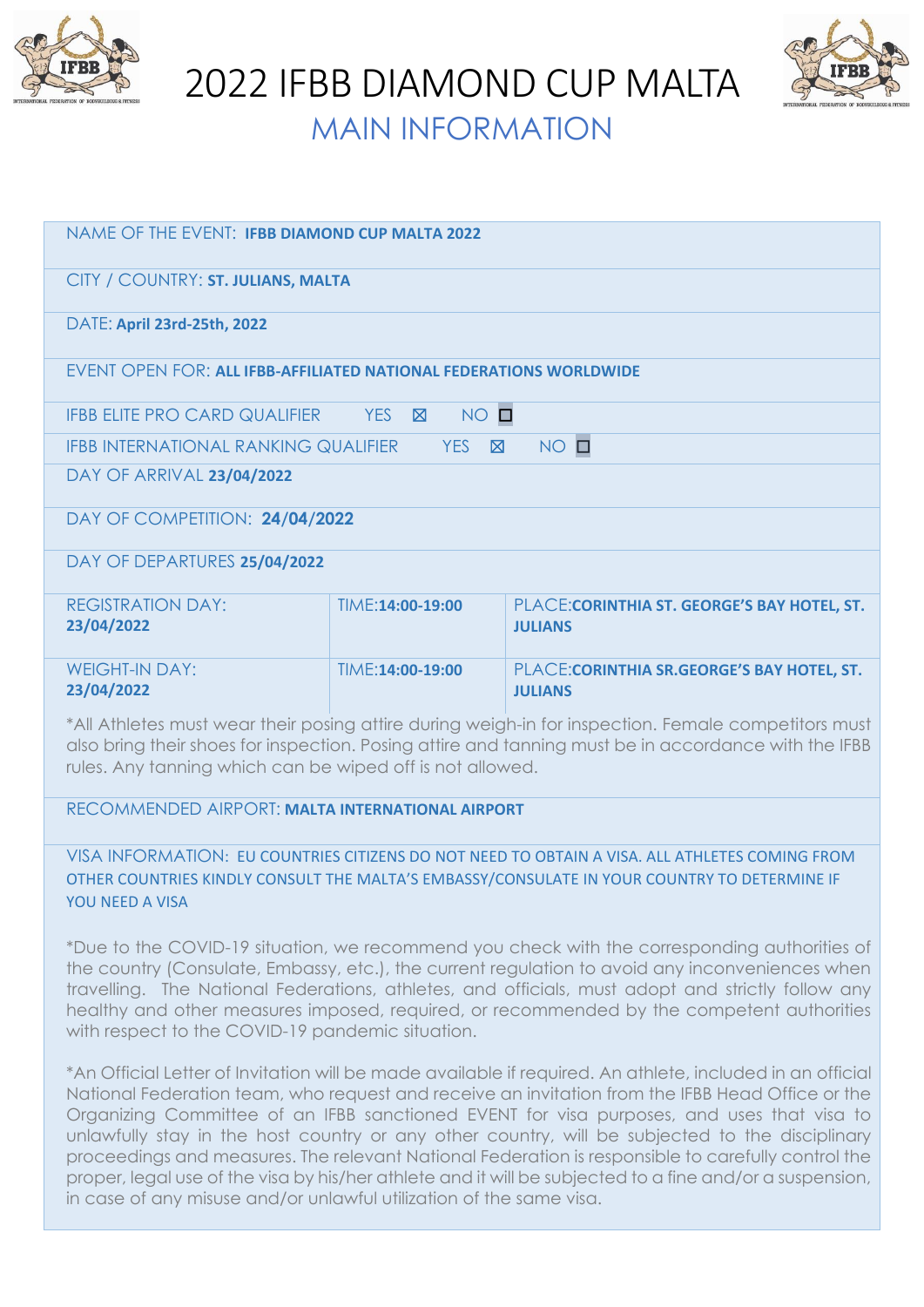# 2022 IFBB DIAMOND CUP MALTA

## MAIN INFORMATION

NAME OF THE EVENT: **IFBB DIAMOND CUP MALTA 2022**

CITY / COUNTRY: **ST. JULIANS, MALTA**

DATE: **April 23rd-25th, 2022**

EVENT OPEN FOR: **ALL IFBB-AFFILIATED NATIONAL FEDERATIONS WORLDWIDE**

IFBB ELITE PRO CARD QUALIFIER YES ☒ NO ☐

IFBB INTERNATIONAL RANKING QUALIFIER YES ☒ NO ☐

DAY OF ARRIVAL **23/04/2022**

DAY OF COMPETITION: **24/04/2022**

DAY OF DEPARTURES **25/04/2022**

| | | |
|---|---|---|
| REGISTRATION DAY: **23/04/2022** | TIME:**14:00-19:00** | PLACE:**CORINTHIA ST. GEORGE'S BAY HOTEL, ST. JULIANS** |
| WEIGHT-IN DAY: **23/04/2022** | TIME:**14:00-19:00** | PLACE:**CORINTHIA SR.GEORGE'S BAY HOTEL, ST. JULIANS** |

*All Athletes must wear their posing attire during weigh-in for inspection. Female competitors must also bring their shoes for inspection. Posing attire and tanning must be in accordance with the IFBB rules. Any tanning which can be wiped off is not allowed.

RECOMMENDED AIRPORT: **MALTA INTERNATIONAL AIRPORT**

VISA INFORMATION: EU COUNTRIES CITIZENS DO NOT NEED TO OBTAIN A VISA. ALL ATHLETES COMING FROM OTHER COUNTRIES KINDLY CONSULT THE MALTA'S EMBASSY/CONSULATE IN YOUR COUNTRY TO DETERMINE IF YOU NEED A VISA

*Due to the COVID-19 situation, we recommend you check with the corresponding authorities of the country (Consulate, Embassy, etc.), the current regulation to avoid any inconveniences when travelling. The National Federations, athletes, and officials, must adopt and strictly follow any healthy and other measures imposed, required, or recommended by the competent authorities with respect to the COVID-19 pandemic situation.

*An Official Letter of Invitation will be made available if required. An athlete, included in an official National Federation team, who request and receive an invitation from the IFBB Head Office or the Organizing Committee of an IFBB sanctioned EVENT for visa purposes, and uses that visa to unlawfully stay in the host country or any other country, will be subjected to the disciplinary proceedings and measures. The relevant National Federation is responsible to carefully control the proper, legal use of the visa by his/her athlete and it will be subjected to a fine and/or a suspension, in case of any misuse and/or unlawful utilization of the same visa.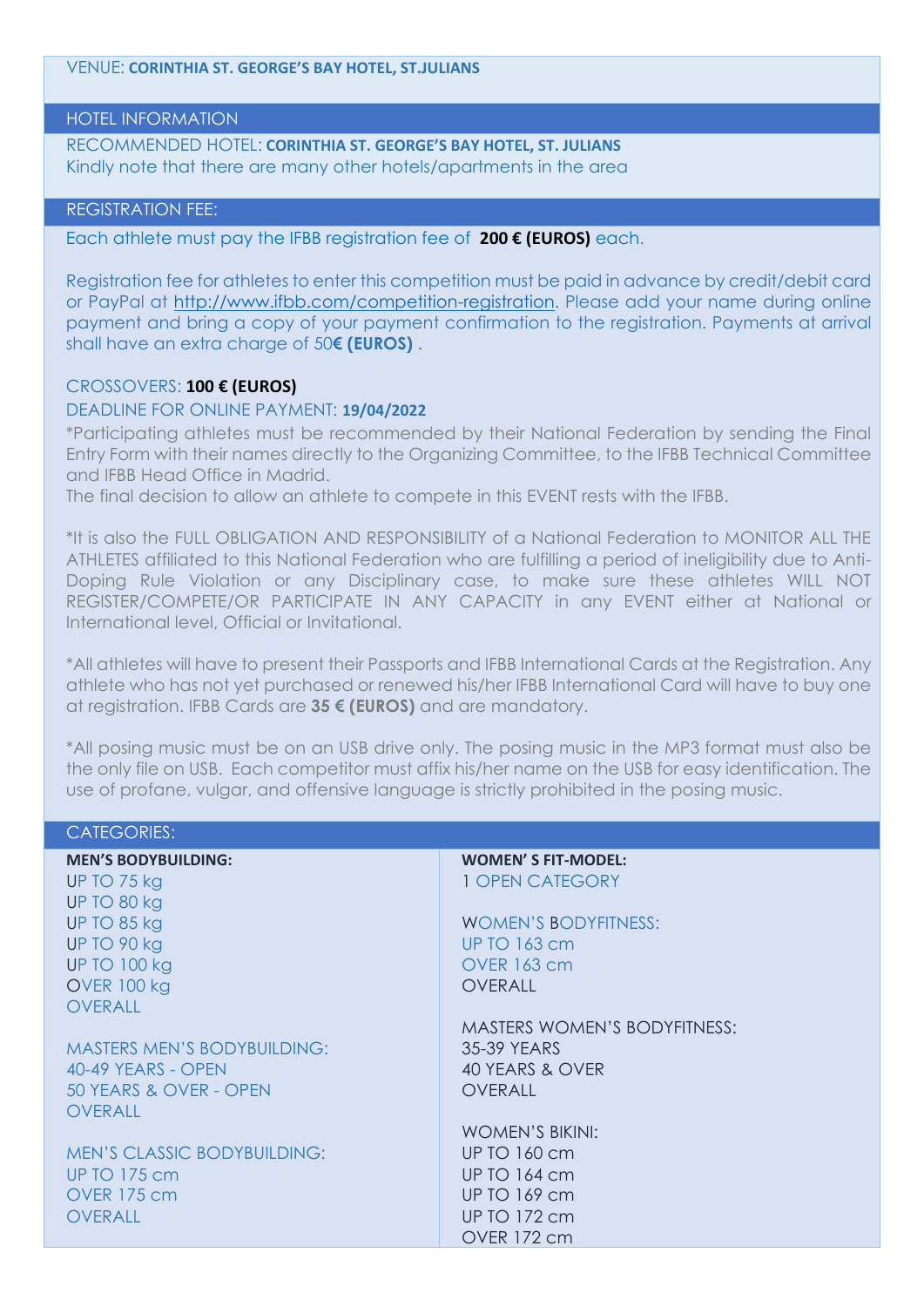VENUE: **CORINTHIA ST. GEORGE'S BAY HOTEL, ST.JULIANS**

## HOTEL INFORMATION

RECOMMENDED HOTEL: **CORINTHIA ST. GEORGE'S BAY HOTEL, ST. JULIANS**
Kindly note that there are many other hotels/apartments in the area

## REGISTRATION FEE:

Each athlete must pay the IFBB registration fee of **200 € (EUROS)** each.

Registration fee for athletes to enter this competition must be paid in advance by credit/debit card or PayPal at http://www.ifbb.com/competition-registration. Please add your name during online payment and bring a copy of your payment confirmation to the registration. Payments at arrival shall have an extra charge of 50**€ (EUROS)** .

CROSSOVERS: **100 € (EUROS)**
DEADLINE FOR ONLINE PAYMENT: **19/04/2022**

*Participating athletes must be recommended by their National Federation by sending the Final Entry Form with their names directly to the Organizing Committee, to the IFBB Technical Committee and IFBB Head Office in Madrid.
The final decision to allow an athlete to compete in this EVENT rests with the IFBB.

*It is also the FULL OBLIGATION AND RESPONSIBILITY of a National Federation to MONITOR ALL THE ATHLETES affiliated to this National Federation who are fulfilling a period of ineligibility due to Anti-Doping Rule Violation or any Disciplinary case, to make sure these athletes WILL NOT REGISTER/COMPETE/OR PARTICIPATE IN ANY CAPACITY in any EVENT either at National or International level, Official or Invitational.

*All athletes will have to present their Passports and IFBB International Cards at the Registration. Any athlete who has not yet purchased or renewed his/her IFBB International Card will have to buy one at registration. IFBB Cards are **35 € (EUROS)** and are mandatory.

*All posing music must be on an USB drive only. The posing music in the MP3 format must also be the only file on USB. Each competitor must affix his/her name on the USB for easy identification. The use of profane, vulgar, and offensive language is strictly prohibited in the posing music.

## CATEGORIES:

**MEN'S BODYBUILDING:**
UP TO 75 kg
UP TO 80 kg
UP TO 85 kg
UP TO 90 kg
UP TO 100 kg
OVER 100 kg
OVERALL

MASTERS MEN'S BODYBUILDING:
40-49 YEARS - OPEN
50 YEARS & OVER - OPEN
OVERALL

MEN'S CLASSIC BODYBUILDING:
UP TO 175 cm
OVER 175 cm
OVERALL

**WOMEN' S FIT-MODEL:**
1 OPEN CATEGORY

WOMEN'S BODYFITNESS:
UP TO 163 cm
OVER 163 cm
OVERALL

MASTERS WOMEN'S BODYFITNESS:
35-39 YEARS
40 YEARS & OVER
OVERALL

WOMEN'S BIKINI:
UP TO 160 cm
UP TO 164 cm
UP TO 169 cm
UP TO 172 cm
OVER 172 cm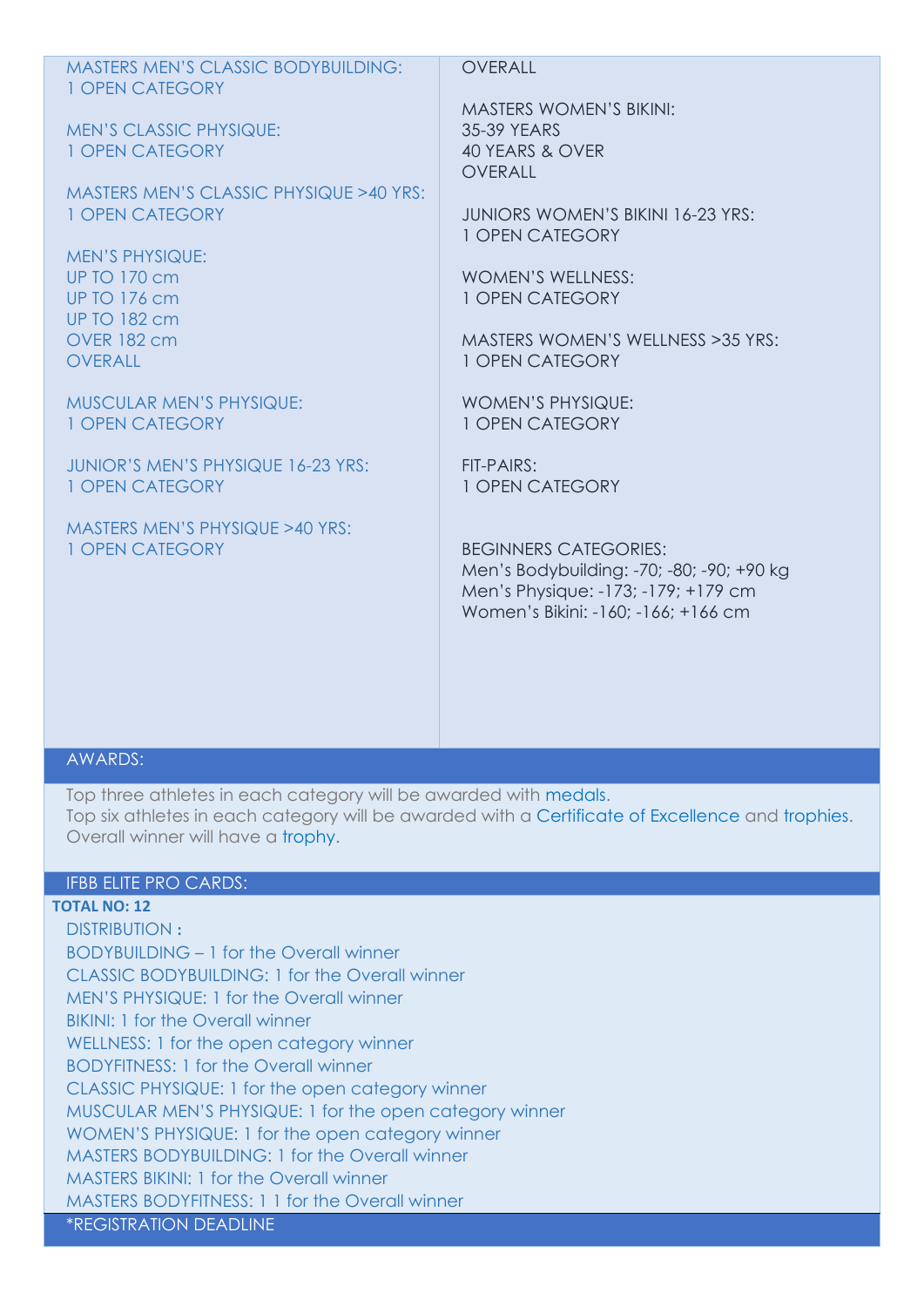MASTERS MEN'S CLASSIC BODYBUILDING:
1 OPEN CATEGORY

MEN'S CLASSIC PHYSIQUE:
1 OPEN CATEGORY

MASTERS MEN'S CLASSIC PHYSIQUE >40 YRS:
1 OPEN CATEGORY

MEN'S PHYSIQUE:
UP TO 170 cm
UP TO 176 cm
UP TO 182 cm
OVER 182 cm
OVERALL

MUSCULAR MEN'S PHYSIQUE:
1 OPEN CATEGORY

JUNIOR'S MEN'S PHYSIQUE 16-23 YRS:
1 OPEN CATEGORY

MASTERS MEN'S PHYSIQUE >40 YRS:
1 OPEN CATEGORY

OVERALL

MASTERS WOMEN'S BIKINI:
35-39 YEARS
40 YEARS & OVER
OVERALL

JUNIORS WOMEN'S BIKINI 16-23 YRS:
1 OPEN CATEGORY

WOMEN'S WELLNESS:
1 OPEN CATEGORY

MASTERS WOMEN'S WELLNESS >35 YRS:
1 OPEN CATEGORY

WOMEN'S PHYSIQUE:
1 OPEN CATEGORY

FIT-PAIRS:
1 OPEN CATEGORY

BEGINNERS CATEGORIES:
Men's Bodybuilding: -70; -80; -90; +90 kg
Men's Physique: -173; -179; +179 cm
Women's Bikini: -160; -166; +166 cm

## AWARDS:

Top three athletes in each category will be awarded with medals.
Top six athletes in each category will be awarded with a Certificate of Excellence and trophies.
Overall winner will have a trophy.

## IFBB ELITE PRO CARDS:

**TOTAL NO: 12**

DISTRIBUTION **:**
BODYBUILDING – 1 for the Overall winner
CLASSIC BODYBUILDING: 1 for the Overall winner
MEN'S PHYSIQUE: 1 for the Overall winner
BIKINI: 1 for the Overall winner
WELLNESS: 1 for the open category winner
BODYFITNESS: 1 for the Overall winner
CLASSIC PHYSIQUE: 1 for the open category winner
MUSCULAR MEN'S PHYSIQUE: 1 for the open category winner
WOMEN'S PHYSIQUE: 1 for the open category winner
MASTERS BODYBUILDING: 1 for the Overall winner
MASTERS BIKINI: 1 for the Overall winner
MASTERS BODYFITNESS: 1 1 for the Overall winner

## *REGISTRATION DEADLINE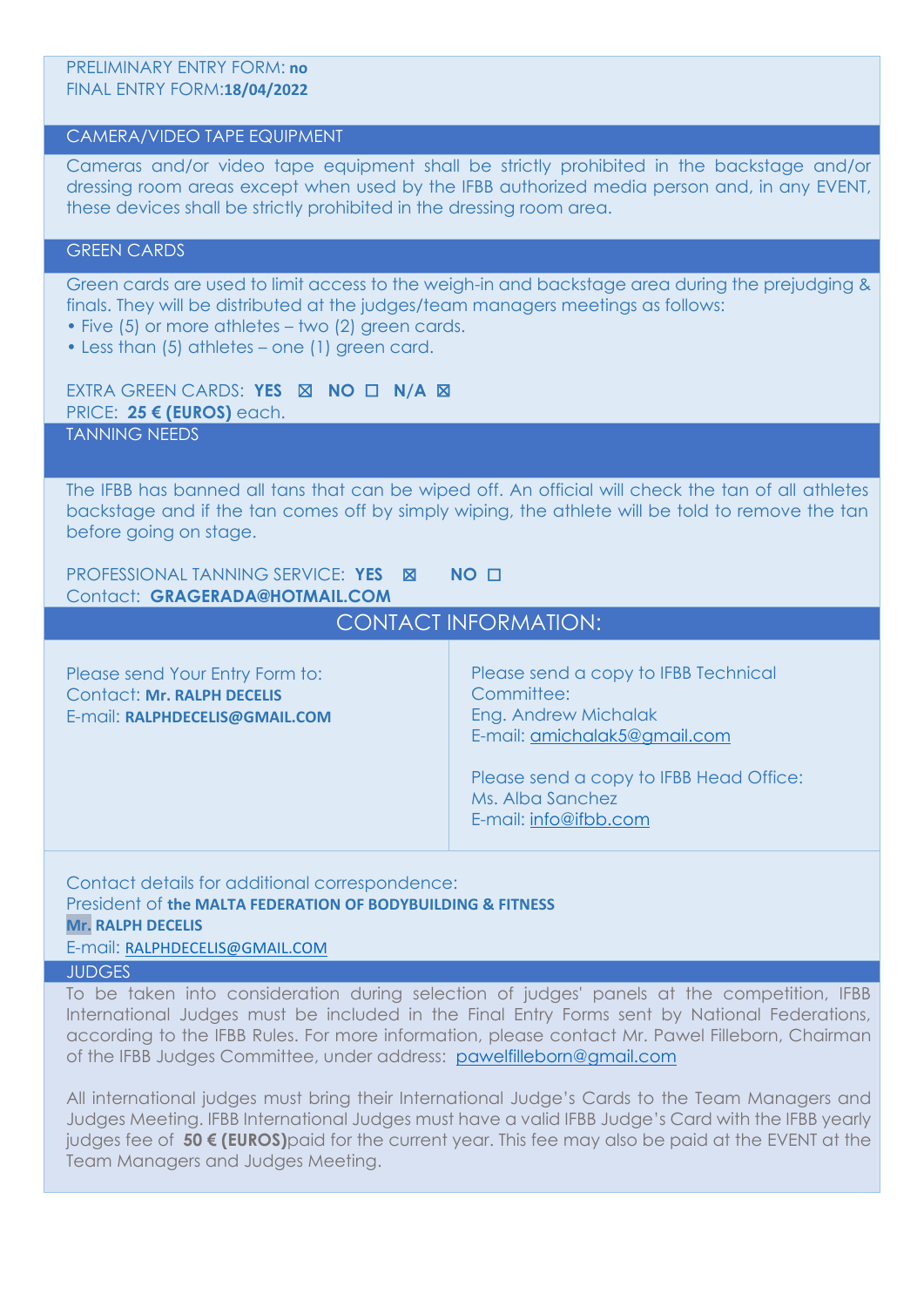PRELIMINARY ENTRY FORM: **no**
FINAL ENTRY FORM:**18/04/2022**

## CAMERA/VIDEO TAPE EQUIPMENT

Cameras and/or video tape equipment shall be strictly prohibited in the backstage and/or dressing room areas except when used by the IFBB authorized media person and, in any EVENT, these devices shall be strictly prohibited in the dressing room area.

## GREEN CARDS

Green cards are used to limit access to the weigh-in and backstage area during the prejudging & finals. They will be distributed at the judges/team managers meetings as follows:

- Five (5) or more athletes – two (2) green cards.
- Less than (5) athletes – one (1) green card.

EXTRA GREEN CARDS: **YES** ☒ **NO** ☐ **N/A** ☒
PRICE: **25 € (EUROS)** each.

## TANNING NEEDS

The IFBB has banned all tans that can be wiped off. An official will check the tan of all athletes backstage and if the tan comes off by simply wiping, the athlete will be told to remove the tan before going on stage.

PROFESSIONAL TANNING SERVICE: **YES** ☒ **NO** ☐
Contact: **GRAGERADA@HOTMAIL.COM**

## CONTACT INFORMATION:

Please send Your Entry Form to:
Contact: **Mr. RALPH DECELIS**
E-mail: **RALPHDECELIS@GMAIL.COM**

Please send a copy to IFBB Technical Committee:
Eng. Andrew Michalak
E-mail: amichalak5@gmail.com

Please send a copy to IFBB Head Office:
Ms. Alba Sanchez
E-mail: info@ifbb.com

Contact details for additional correspondence:
President of **the MALTA FEDERATION OF BODYBUILDING & FITNESS**
**Mr. RALPH DECELIS**
E-mail: RALPHDECELIS@GMAIL.COM

## JUDGES

To be taken into consideration during selection of judges' panels at the competition, IFBB International Judges must be included in the Final Entry Forms sent by National Federations, according to the IFBB Rules. For more information, please contact Mr. Pawel Filleborn, Chairman of the IFBB Judges Committee, under address: pawelfilleborn@gmail.com

All international judges must bring their International Judge's Cards to the Team Managers and Judges Meeting. IFBB International Judges must have a valid IFBB Judge's Card with the IFBB yearly judges fee of **50 € (EUROS)**paid for the current year. This fee may also be paid at the EVENT at the Team Managers and Judges Meeting.